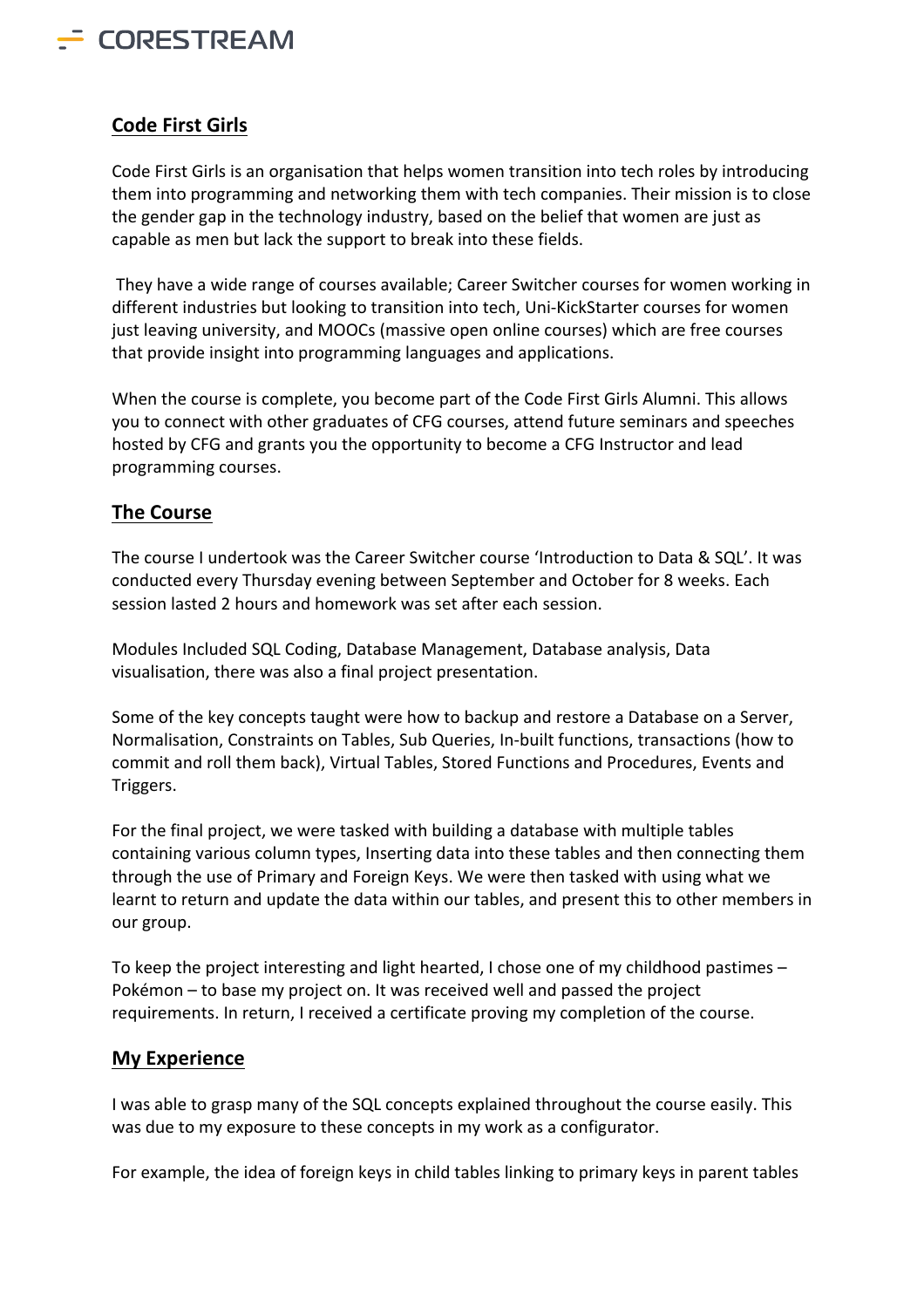## Code First Girls

Code First Girls is an organisation that helps women transition into tech roles by introducing them into programming and networking them with tech companies. Their mission is to close the gender gap in the technology industry, based on the belief that women are just as capable as men but lack the support to break into these fields.

They have a wide range of courses available; Career Switcher courses for women working in different industries but looking to transition into tech, Uni-KickStarter courses for women just leaving university, and MOOCs (massive open online courses) which are free courses that provide insight into programming languages and applications.

When the course is complete, you become part of the Code First Girls Alumni. This allows you to connect with other graduates of CFG courses, attend future seminars and speeches hosted by CFG and grants you the opportunity to become a CFG Instructor and lead programming courses.

## The Course

The course I undertook was the Career Switcher course 'Introduction to Data & SQL'. It was conducted every Thursday evening between September and October for 8 weeks. Each session lasted 2 hours and homework was set after each session.

Modules Included SQL Coding, Database Management, Database analysis, Data visualisation, there was also a final project presentation.

Some of the key concepts taught were how to backup and restore a Database on a Server, Normalisation, Constraints on Tables, Sub Queries, In-built functions, transactions (how to commit and roll them back), Virtual Tables, Stored Functions and Procedures, Events and Triggers.

For the final project, we were tasked with building a database with multiple tables containing various column types, Inserting data into these tables and then connecting them through the use of Primary and Foreign Keys. We were then tasked with using what we learnt to return and update the data within our tables, and present this to other members in our group.

To keep the project interesting and light hearted, I chose one of my childhood pastimes – Pokémon – to base my project on. It was received well and passed the project requirements. In return, I received a certificate proving my completion of the course.

## My Experience

I was able to grasp many of the SQL concepts explained throughout the course easily. This was due to my exposure to these concepts in my work as a configurator.

For example, the idea of foreign keys in child tables linking to primary keys in parent tables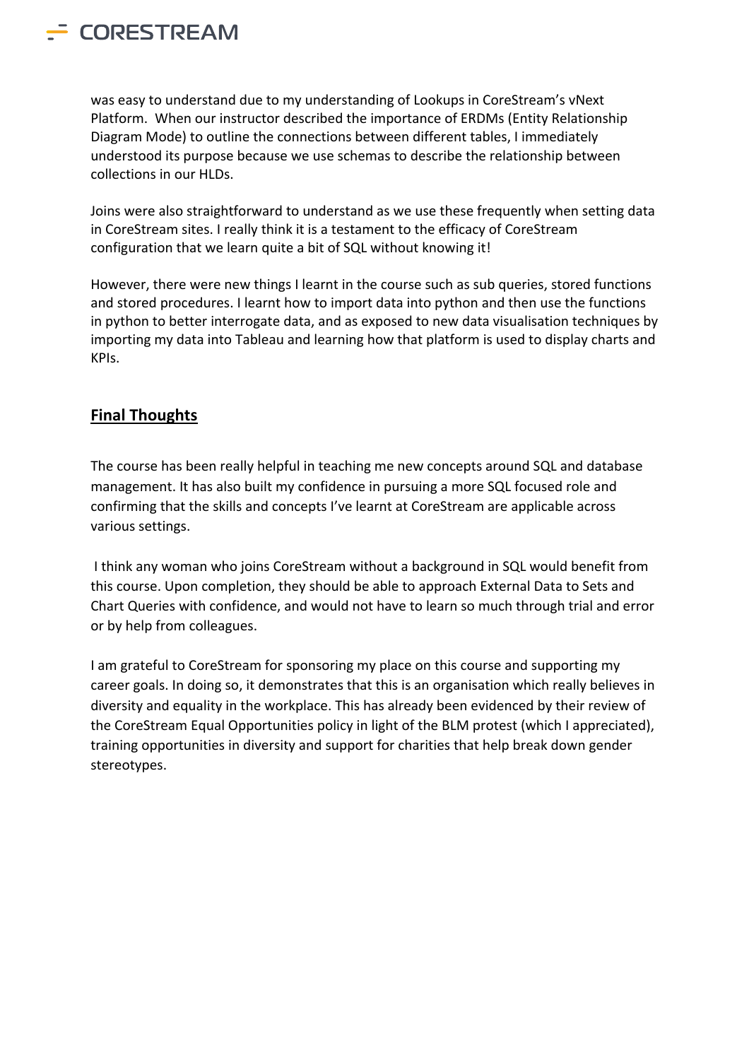was easy to understand due to my understanding of Lookups in CoreStream's vNext Platform. When our instructor described the importance of ERDMs (Entity Relationship Diagram Mode) to outline the connections between different tables, I immediately understood its purpose because we use schemas to describe the relationship between collections in our HLDs.

Joins were also straightforward to understand as we use these frequently when setting data in CoreStream sites. I really think it is a testament to the efficacy of CoreStream configuration that we learn quite a bit of SQL without knowing it!

However, there were new things I learnt in the course such as sub queries, stored functions and stored procedures. I learnt how to import data into python and then use the functions in python to better interrogate data, and as exposed to new data visualisation techniques by importing my data into Tableau and learning how that platform is used to display charts and KPIs.

## Final Thoughts

The course has been really helpful in teaching me new concepts around SQL and database management. It has also built my confidence in pursuing a more SQL focused role and confirming that the skills and concepts I've learnt at CoreStream are applicable across various settings.

I think any woman who joins CoreStream without a background in SQL would benefit from this course. Upon completion, they should be able to approach External Data to Sets and Chart Queries with confidence, and would not have to learn so much through trial and error or by help from colleagues.

I am grateful to CoreStream for sponsoring my place on this course and supporting my career goals. In doing so, it demonstrates that this is an organisation which really believes in diversity and equality in the workplace. This has already been evidenced by their review of the CoreStream Equal Opportunities policy in light of the BLM protest (which I appreciated), training opportunities in diversity and support for charities that help break down gender stereotypes.